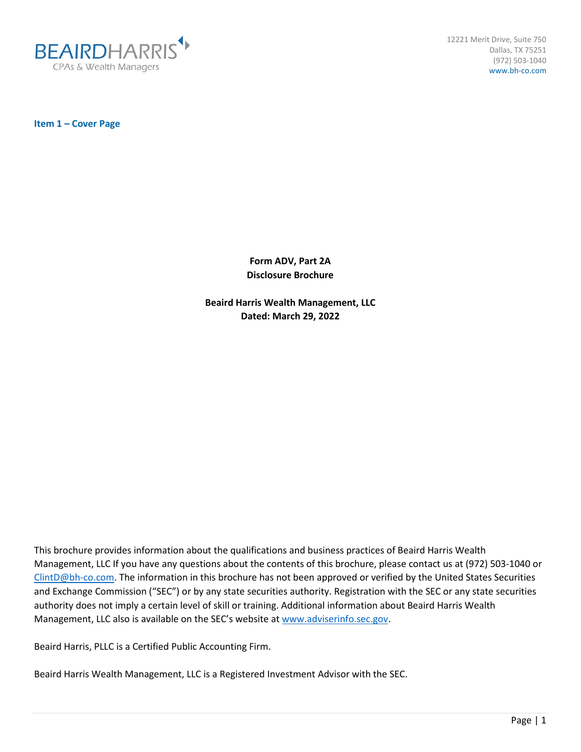BEAIRDHARRIS
CPAs & Wealth Managers

12221 Merit Drive, Suite 750
Dallas, TX 75251
(972) 503-1040
www.bh-co.com

## Item 1 – Cover Page

**Form ADV, Part 2A**
**Disclosure Brochure**

**Beaird Harris Wealth Management, LLC**
**Dated: March 29, 2022**

This brochure provides information about the qualifications and business practices of Beaird Harris Wealth Management, LLC If you have any questions about the contents of this brochure, please contact us at (972) 503-1040 or ClintD@bh-co.com. The information in this brochure has not been approved or verified by the United States Securities and Exchange Commission ("SEC") or by any state securities authority. Registration with the SEC or any state securities authority does not imply a certain level of skill or training. Additional information about Beaird Harris Wealth Management, LLC also is available on the SEC's website at www.adviserinfo.sec.gov.

Beaird Harris, PLLC is a Certified Public Accounting Firm.

Beaird Harris Wealth Management, LLC is a Registered Investment Advisor with the SEC.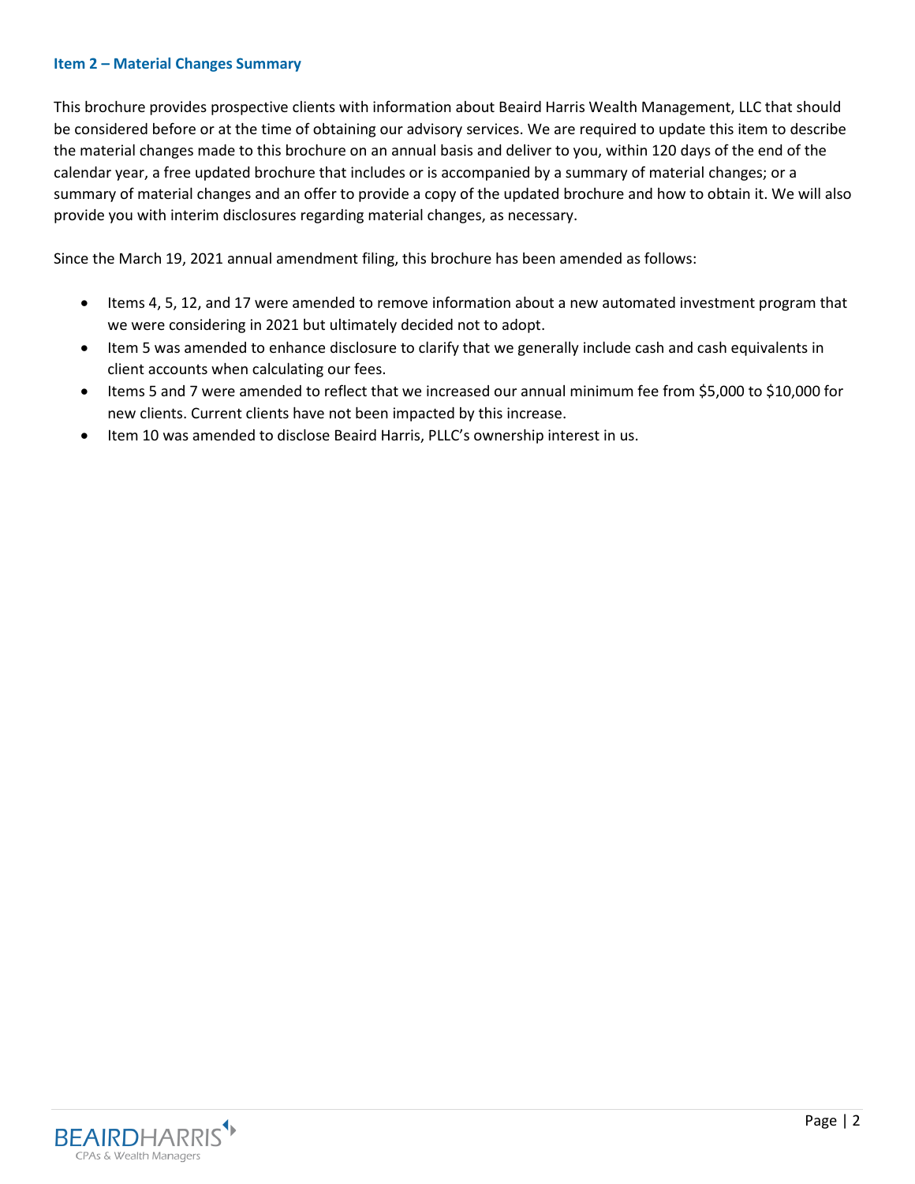## Item 2 – Material Changes Summary

This brochure provides prospective clients with information about Beaird Harris Wealth Management, LLC that should be considered before or at the time of obtaining our advisory services. We are required to update this item to describe the material changes made to this brochure on an annual basis and deliver to you, within 120 days of the end of the calendar year, a free updated brochure that includes or is accompanied by a summary of material changes; or a summary of material changes and an offer to provide a copy of the updated brochure and how to obtain it. We will also provide you with interim disclosures regarding material changes, as necessary.

Since the March 19, 2021 annual amendment filing, this brochure has been amended as follows:

- Items 4, 5, 12, and 17 were amended to remove information about a new automated investment program that we were considering in 2021 but ultimately decided not to adopt.
- Item 5 was amended to enhance disclosure to clarify that we generally include cash and cash equivalents in client accounts when calculating our fees.
- Items 5 and 7 were amended to reflect that we increased our annual minimum fee from $5,000 to $10,000 for new clients. Current clients have not been impacted by this increase.
- Item 10 was amended to disclose Beaird Harris, PLLC's ownership interest in us.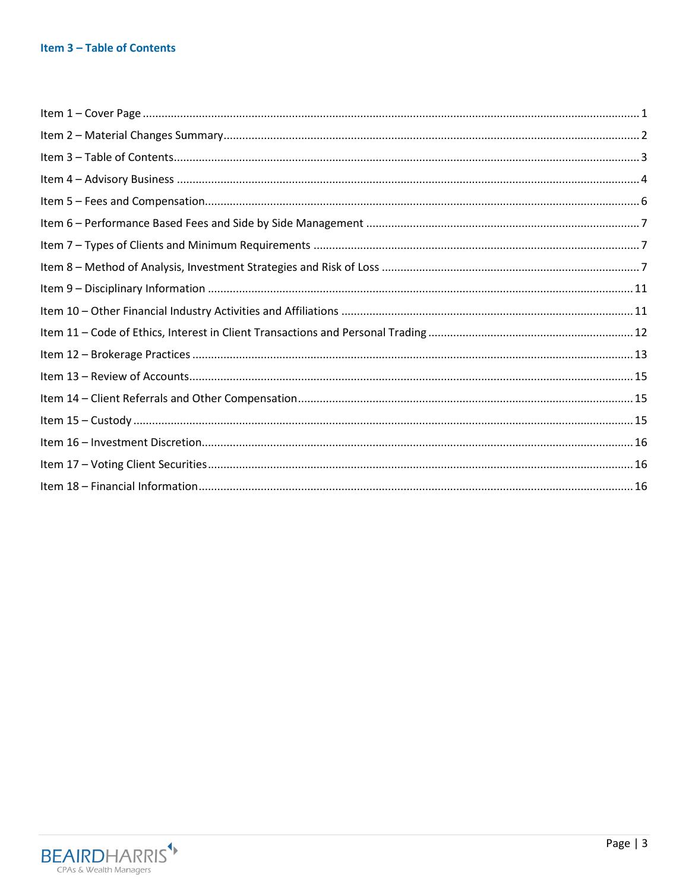## Item 3 – Table of Contents

| Item | Page |
|---|---|
| Item 1 – Cover Page | 1 |
| Item 2 – Material Changes Summary | 2 |
| Item 3 – Table of Contents | 3 |
| Item 4 – Advisory Business | 4 |
| Item 5 – Fees and Compensation | 6 |
| Item 6 – Performance Based Fees and Side by Side Management | 7 |
| Item 7 – Types of Clients and Minimum Requirements | 7 |
| Item 8 – Method of Analysis, Investment Strategies and Risk of Loss | 7 |
| Item 9 – Disciplinary Information | 11 |
| Item 10 – Other Financial Industry Activities and Affiliations | 11 |
| Item 11 – Code of Ethics, Interest in Client Transactions and Personal Trading | 12 |
| Item 12 – Brokerage Practices | 13 |
| Item 13 – Review of Accounts | 15 |
| Item 14 – Client Referrals and Other Compensation | 15 |
| Item 15 – Custody | 15 |
| Item 16 – Investment Discretion | 16 |
| Item 17 – Voting Client Securities | 16 |
| Item 18 – Financial Information | 16 |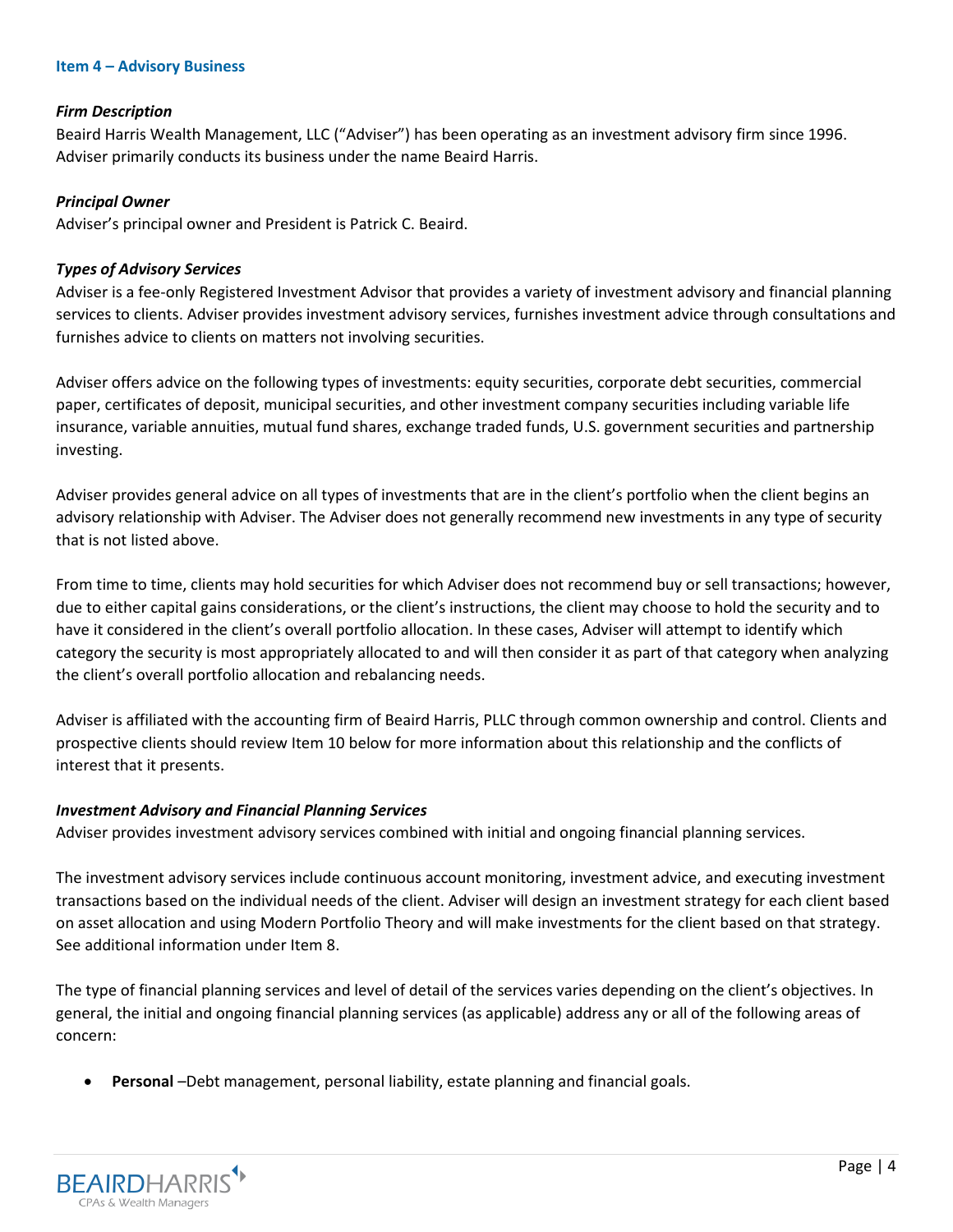## Item 4 – Advisory Business

### *Firm Description*

Beaird Harris Wealth Management, LLC ("Adviser") has been operating as an investment advisory firm since 1996. Adviser primarily conducts its business under the name Beaird Harris.

### *Principal Owner*

Adviser's principal owner and President is Patrick C. Beaird.

### *Types of Advisory Services*

Adviser is a fee-only Registered Investment Advisor that provides a variety of investment advisory and financial planning services to clients. Adviser provides investment advisory services, furnishes investment advice through consultations and furnishes advice to clients on matters not involving securities.

Adviser offers advice on the following types of investments: equity securities, corporate debt securities, commercial paper, certificates of deposit, municipal securities, and other investment company securities including variable life insurance, variable annuities, mutual fund shares, exchange traded funds, U.S. government securities and partnership investing.

Adviser provides general advice on all types of investments that are in the client's portfolio when the client begins an advisory relationship with Adviser. The Adviser does not generally recommend new investments in any type of security that is not listed above.

From time to time, clients may hold securities for which Adviser does not recommend buy or sell transactions; however, due to either capital gains considerations, or the client's instructions, the client may choose to hold the security and to have it considered in the client's overall portfolio allocation. In these cases, Adviser will attempt to identify which category the security is most appropriately allocated to and will then consider it as part of that category when analyzing the client's overall portfolio allocation and rebalancing needs.

Adviser is affiliated with the accounting firm of Beaird Harris, PLLC through common ownership and control. Clients and prospective clients should review Item 10 below for more information about this relationship and the conflicts of interest that it presents.

### *Investment Advisory and Financial Planning Services*

Adviser provides investment advisory services combined with initial and ongoing financial planning services.

The investment advisory services include continuous account monitoring, investment advice, and executing investment transactions based on the individual needs of the client. Adviser will design an investment strategy for each client based on asset allocation and using Modern Portfolio Theory and will make investments for the client based on that strategy. See additional information under Item 8.

The type of financial planning services and level of detail of the services varies depending on the client's objectives. In general, the initial and ongoing financial planning services (as applicable) address any or all of the following areas of concern:

- **Personal** –Debt management, personal liability, estate planning and financial goals.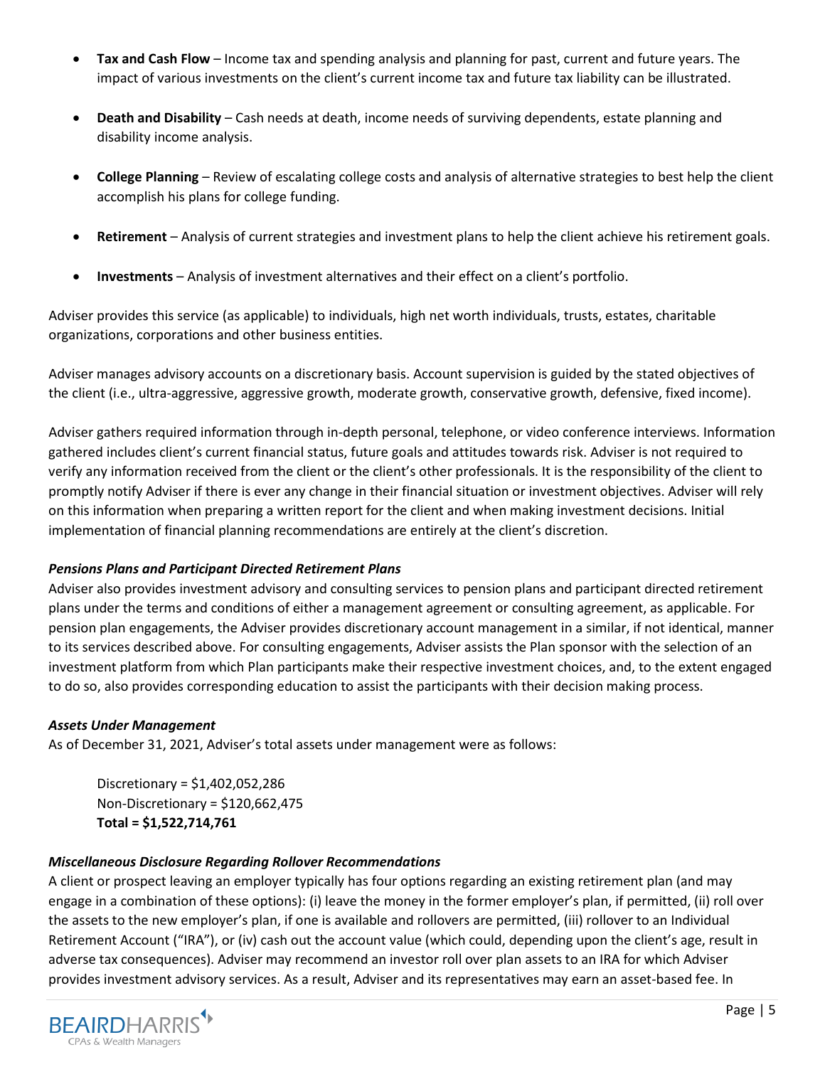- **Tax and Cash Flow** – Income tax and spending analysis and planning for past, current and future years. The impact of various investments on the client's current income tax and future tax liability can be illustrated.

- **Death and Disability** – Cash needs at death, income needs of surviving dependents, estate planning and disability income analysis.

- **College Planning** – Review of escalating college costs and analysis of alternative strategies to best help the client accomplish his plans for college funding.

- **Retirement** – Analysis of current strategies and investment plans to help the client achieve his retirement goals.

- **Investments** – Analysis of investment alternatives and their effect on a client's portfolio.

Adviser provides this service (as applicable) to individuals, high net worth individuals, trusts, estates, charitable organizations, corporations and other business entities.

Adviser manages advisory accounts on a discretionary basis. Account supervision is guided by the stated objectives of the client (i.e., ultra-aggressive, aggressive growth, moderate growth, conservative growth, defensive, fixed income).

Adviser gathers required information through in-depth personal, telephone, or video conference interviews. Information gathered includes client's current financial status, future goals and attitudes towards risk. Adviser is not required to verify any information received from the client or the client's other professionals. It is the responsibility of the client to promptly notify Adviser if there is ever any change in their financial situation or investment objectives. Adviser will rely on this information when preparing a written report for the client and when making investment decisions. Initial implementation of financial planning recommendations are entirely at the client's discretion.

***Pensions Plans and Participant Directed Retirement Plans***

Adviser also provides investment advisory and consulting services to pension plans and participant directed retirement plans under the terms and conditions of either a management agreement or consulting agreement, as applicable. For pension plan engagements, the Adviser provides discretionary account management in a similar, if not identical, manner to its services described above. For consulting engagements, Adviser assists the Plan sponsor with the selection of an investment platform from which Plan participants make their respective investment choices, and, to the extent engaged to do so, also provides corresponding education to assist the participants with their decision making process.

***Assets Under Management***

As of December 31, 2021, Adviser's total assets under management were as follows:

Discretionary = $1,402,052,286
Non-Discretionary = $120,662,475
**Total = $1,522,714,761**

***Miscellaneous Disclosure Regarding Rollover Recommendations***

A client or prospect leaving an employer typically has four options regarding an existing retirement plan (and may engage in a combination of these options): (i) leave the money in the former employer's plan, if permitted, (ii) roll over the assets to the new employer's plan, if one is available and rollovers are permitted, (iii) rollover to an Individual Retirement Account ("IRA"), or (iv) cash out the account value (which could, depending upon the client's age, result in adverse tax consequences). Adviser may recommend an investor roll over plan assets to an IRA for which Adviser provides investment advisory services. As a result, Adviser and its representatives may earn an asset-based fee. In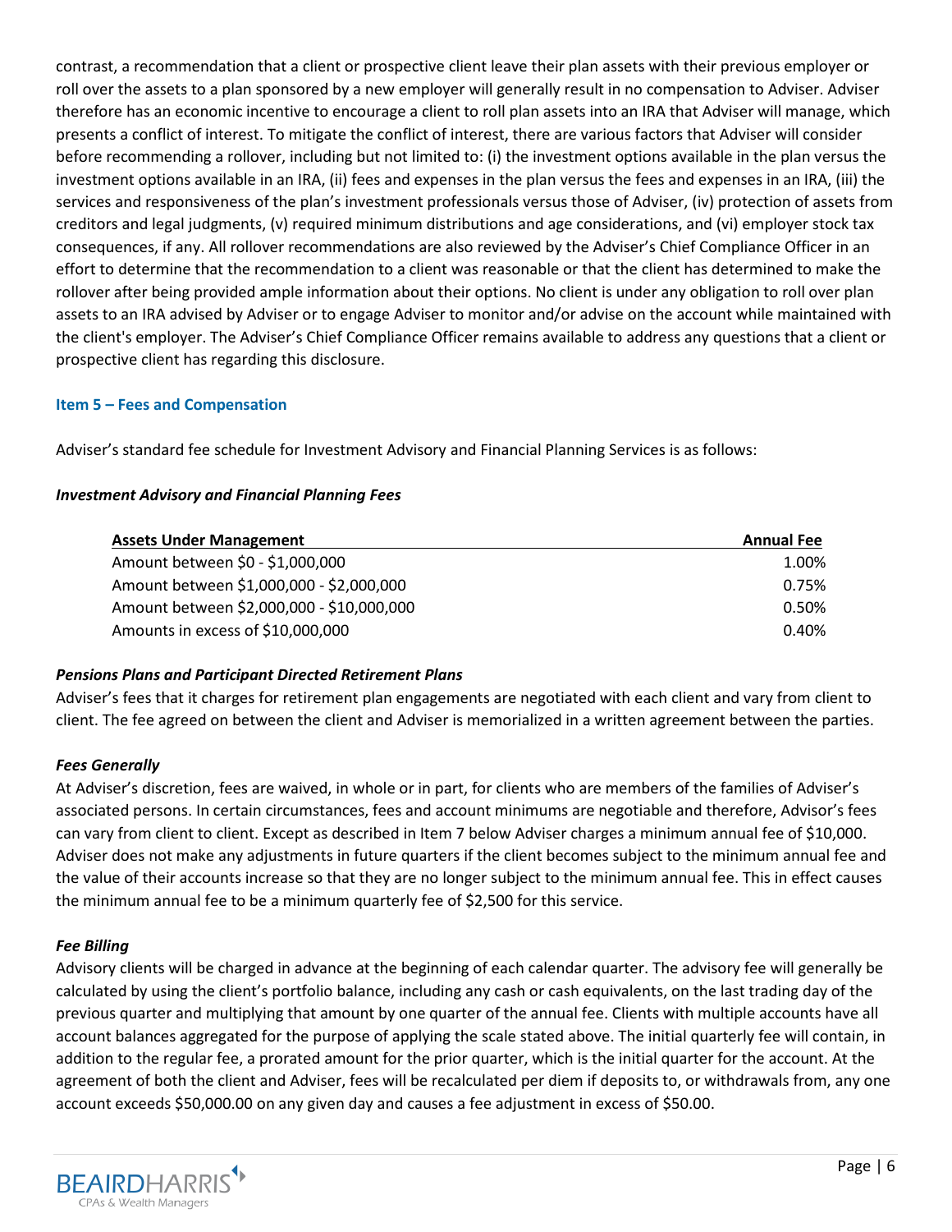contrast, a recommendation that a client or prospective client leave their plan assets with their previous employer or roll over the assets to a plan sponsored by a new employer will generally result in no compensation to Adviser. Adviser therefore has an economic incentive to encourage a client to roll plan assets into an IRA that Adviser will manage, which presents a conflict of interest. To mitigate the conflict of interest, there are various factors that Adviser will consider before recommending a rollover, including but not limited to: (i) the investment options available in the plan versus the investment options available in an IRA, (ii) fees and expenses in the plan versus the fees and expenses in an IRA, (iii) the services and responsiveness of the plan's investment professionals versus those of Adviser, (iv) protection of assets from creditors and legal judgments, (v) required minimum distributions and age considerations, and (vi) employer stock tax consequences, if any. All rollover recommendations are also reviewed by the Adviser's Chief Compliance Officer in an effort to determine that the recommendation to a client was reasonable or that the client has determined to make the rollover after being provided ample information about their options. No client is under any obligation to roll over plan assets to an IRA advised by Adviser or to engage Adviser to monitor and/or advise on the account while maintained with the client's employer. The Adviser's Chief Compliance Officer remains available to address any questions that a client or prospective client has regarding this disclosure.

## Item 5 – Fees and Compensation

Adviser's standard fee schedule for Investment Advisory and Financial Planning Services is as follows:

### *Investment Advisory and Financial Planning Fees*

| Assets Under Management | Annual Fee |
|---|---|
| Amount between $0 - $1,000,000 | 1.00% |
| Amount between $1,000,000 - $2,000,000 | 0.75% |
| Amount between $2,000,000 - $10,000,000 | 0.50% |
| Amounts in excess of $10,000,000 | 0.40% |

### *Pensions Plans and Participant Directed Retirement Plans*

Adviser's fees that it charges for retirement plan engagements are negotiated with each client and vary from client to client. The fee agreed on between the client and Adviser is memorialized in a written agreement between the parties.

### *Fees Generally*

At Adviser's discretion, fees are waived, in whole or in part, for clients who are members of the families of Adviser's associated persons. In certain circumstances, fees and account minimums are negotiable and therefore, Advisor's fees can vary from client to client. Except as described in Item 7 below Adviser charges a minimum annual fee of $10,000. Adviser does not make any adjustments in future quarters if the client becomes subject to the minimum annual fee and the value of their accounts increase so that they are no longer subject to the minimum annual fee. This in effect causes the minimum annual fee to be a minimum quarterly fee of $2,500 for this service.

### *Fee Billing*

Advisory clients will be charged in advance at the beginning of each calendar quarter. The advisory fee will generally be calculated by using the client's portfolio balance, including any cash or cash equivalents, on the last trading day of the previous quarter and multiplying that amount by one quarter of the annual fee. Clients with multiple accounts have all account balances aggregated for the purpose of applying the scale stated above. The initial quarterly fee will contain, in addition to the regular fee, a prorated amount for the prior quarter, which is the initial quarter for the account. At the agreement of both the client and Adviser, fees will be recalculated per diem if deposits to, or withdrawals from, any one account exceeds $50,000.00 on any given day and causes a fee adjustment in excess of $50.00.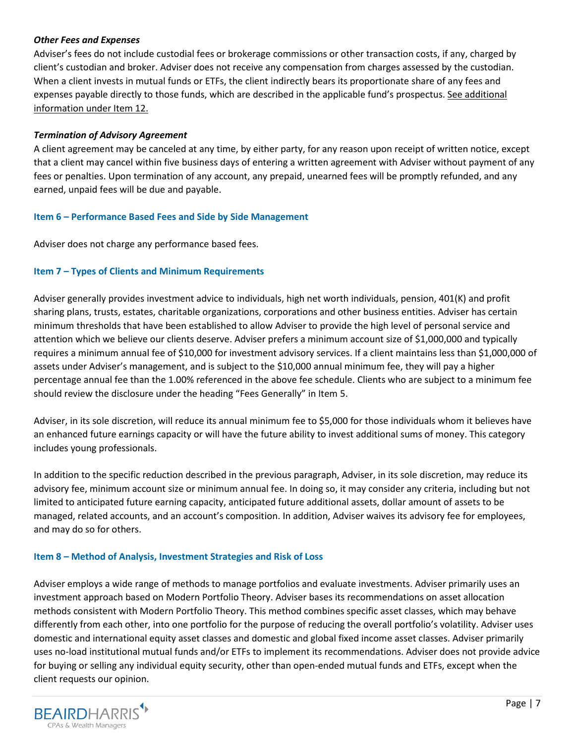***Other Fees and Expenses***

Adviser's fees do not include custodial fees or brokerage commissions or other transaction costs, if any, charged by client's custodian and broker. Adviser does not receive any compensation from charges assessed by the custodian. When a client invests in mutual funds or ETFs, the client indirectly bears its proportionate share of any fees and expenses payable directly to those funds, which are described in the applicable fund's prospectus. See additional information under Item 12.

***Termination of Advisory Agreement***

A client agreement may be canceled at any time, by either party, for any reason upon receipt of written notice, except that a client may cancel within five business days of entering a written agreement with Adviser without payment of any fees or penalties. Upon termination of any account, any prepaid, unearned fees will be promptly refunded, and any earned, unpaid fees will be due and payable.

## Item 6 – Performance Based Fees and Side by Side Management

Adviser does not charge any performance based fees.

## Item 7 – Types of Clients and Minimum Requirements

Adviser generally provides investment advice to individuals, high net worth individuals, pension, 401(K) and profit sharing plans, trusts, estates, charitable organizations, corporations and other business entities. Adviser has certain minimum thresholds that have been established to allow Adviser to provide the high level of personal service and attention which we believe our clients deserve. Adviser prefers a minimum account size of $1,000,000 and typically requires a minimum annual fee of $10,000 for investment advisory services. If a client maintains less than $1,000,000 of assets under Adviser's management, and is subject to the $10,000 annual minimum fee, they will pay a higher percentage annual fee than the 1.00% referenced in the above fee schedule. Clients who are subject to a minimum fee should review the disclosure under the heading "Fees Generally" in Item 5.

Adviser, in its sole discretion, will reduce its annual minimum fee to $5,000 for those individuals whom it believes have an enhanced future earnings capacity or will have the future ability to invest additional sums of money. This category includes young professionals.

In addition to the specific reduction described in the previous paragraph, Adviser, in its sole discretion, may reduce its advisory fee, minimum account size or minimum annual fee. In doing so, it may consider any criteria, including but not limited to anticipated future earning capacity, anticipated future additional assets, dollar amount of assets to be managed, related accounts, and an account's composition. In addition, Adviser waives its advisory fee for employees, and may do so for others.

## Item 8 – Method of Analysis, Investment Strategies and Risk of Loss

Adviser employs a wide range of methods to manage portfolios and evaluate investments. Adviser primarily uses an investment approach based on Modern Portfolio Theory. Adviser bases its recommendations on asset allocation methods consistent with Modern Portfolio Theory. This method combines specific asset classes, which may behave differently from each other, into one portfolio for the purpose of reducing the overall portfolio's volatility. Adviser uses domestic and international equity asset classes and domestic and global fixed income asset classes. Adviser primarily uses no-load institutional mutual funds and/or ETFs to implement its recommendations. Adviser does not provide advice for buying or selling any individual equity security, other than open-ended mutual funds and ETFs, except when the client requests our opinion.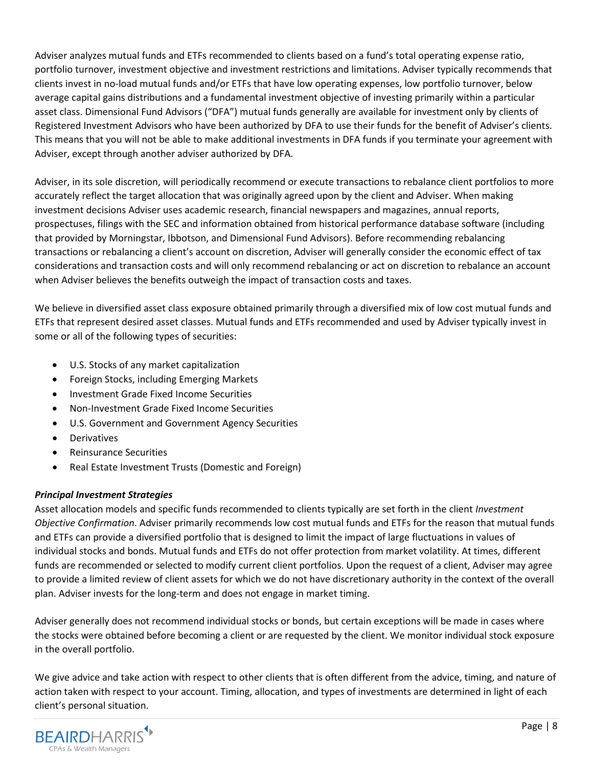Adviser analyzes mutual funds and ETFs recommended to clients based on a fund's total operating expense ratio, portfolio turnover, investment objective and investment restrictions and limitations. Adviser typically recommends that clients invest in no-load mutual funds and/or ETFs that have low operating expenses, low portfolio turnover, below average capital gains distributions and a fundamental investment objective of investing primarily within a particular asset class. Dimensional Fund Advisors ("DFA") mutual funds generally are available for investment only by clients of Registered Investment Advisors who have been authorized by DFA to use their funds for the benefit of Adviser's clients. This means that you will not be able to make additional investments in DFA funds if you terminate your agreement with Adviser, except through another adviser authorized by DFA.

Adviser, in its sole discretion, will periodically recommend or execute transactions to rebalance client portfolios to more accurately reflect the target allocation that was originally agreed upon by the client and Adviser. When making investment decisions Adviser uses academic research, financial newspapers and magazines, annual reports, prospectuses, filings with the SEC and information obtained from historical performance database software (including that provided by Morningstar, Ibbotson, and Dimensional Fund Advisors). Before recommending rebalancing transactions or rebalancing a client's account on discretion, Adviser will generally consider the economic effect of tax considerations and transaction costs and will only recommend rebalancing or act on discretion to rebalance an account when Adviser believes the benefits outweigh the impact of transaction costs and taxes.

We believe in diversified asset class exposure obtained primarily through a diversified mix of low cost mutual funds and ETFs that represent desired asset classes. Mutual funds and ETFs recommended and used by Adviser typically invest in some or all of the following types of securities:

- U.S. Stocks of any market capitalization
- Foreign Stocks, including Emerging Markets
- Investment Grade Fixed Income Securities
- Non-Investment Grade Fixed Income Securities
- U.S. Government and Government Agency Securities
- Derivatives
- Reinsurance Securities
- Real Estate Investment Trusts (Domestic and Foreign)

***Principal Investment Strategies***

Asset allocation models and specific funds recommended to clients typically are set forth in the client *Investment Objective Confirmation*. Adviser primarily recommends low cost mutual funds and ETFs for the reason that mutual funds and ETFs can provide a diversified portfolio that is designed to limit the impact of large fluctuations in values of individual stocks and bonds. Mutual funds and ETFs do not offer protection from market volatility. At times, different funds are recommended or selected to modify current client portfolios. Upon the request of a client, Adviser may agree to provide a limited review of client assets for which we do not have discretionary authority in the context of the overall plan. Adviser invests for the long-term and does not engage in market timing.

Adviser generally does not recommend individual stocks or bonds, but certain exceptions will be made in cases where the stocks were obtained before becoming a client or are requested by the client. We monitor individual stock exposure in the overall portfolio.

We give advice and take action with respect to other clients that is often different from the advice, timing, and nature of action taken with respect to your account. Timing, allocation, and types of investments are determined in light of each client's personal situation.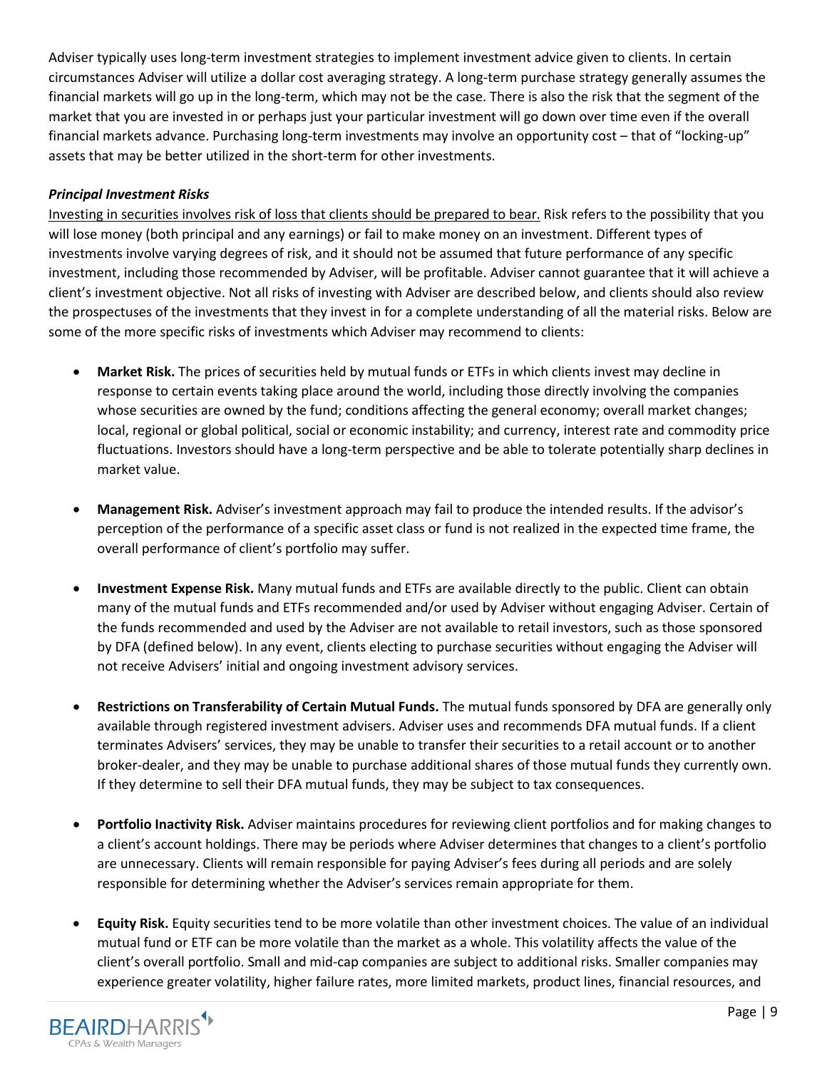Adviser typically uses long-term investment strategies to implement investment advice given to clients. In certain circumstances Adviser will utilize a dollar cost averaging strategy. A long-term purchase strategy generally assumes the financial markets will go up in the long-term, which may not be the case. There is also the risk that the segment of the market that you are invested in or perhaps just your particular investment will go down over time even if the overall financial markets advance. Purchasing long-term investments may involve an opportunity cost – that of "locking-up" assets that may be better utilized in the short-term for other investments.

***Principal Investment Risks***

Investing in securities involves risk of loss that clients should be prepared to bear. Risk refers to the possibility that you will lose money (both principal and any earnings) or fail to make money on an investment. Different types of investments involve varying degrees of risk, and it should not be assumed that future performance of any specific investment, including those recommended by Adviser, will be profitable. Adviser cannot guarantee that it will achieve a client's investment objective. Not all risks of investing with Adviser are described below, and clients should also review the prospectuses of the investments that they invest in for a complete understanding of all the material risks. Below are some of the more specific risks of investments which Adviser may recommend to clients:

- **Market Risk.** The prices of securities held by mutual funds or ETFs in which clients invest may decline in response to certain events taking place around the world, including those directly involving the companies whose securities are owned by the fund; conditions affecting the general economy; overall market changes; local, regional or global political, social or economic instability; and currency, interest rate and commodity price fluctuations. Investors should have a long-term perspective and be able to tolerate potentially sharp declines in market value.

- **Management Risk.** Adviser's investment approach may fail to produce the intended results. If the advisor's perception of the performance of a specific asset class or fund is not realized in the expected time frame, the overall performance of client's portfolio may suffer.

- **Investment Expense Risk.** Many mutual funds and ETFs are available directly to the public. Client can obtain many of the mutual funds and ETFs recommended and/or used by Adviser without engaging Adviser. Certain of the funds recommended and used by the Adviser are not available to retail investors, such as those sponsored by DFA (defined below). In any event, clients electing to purchase securities without engaging the Adviser will not receive Advisers' initial and ongoing investment advisory services.

- **Restrictions on Transferability of Certain Mutual Funds.** The mutual funds sponsored by DFA are generally only available through registered investment advisers. Adviser uses and recommends DFA mutual funds. If a client terminates Advisers' services, they may be unable to transfer their securities to a retail account or to another broker-dealer, and they may be unable to purchase additional shares of those mutual funds they currently own. If they determine to sell their DFA mutual funds, they may be subject to tax consequences.

- **Portfolio Inactivity Risk.** Adviser maintains procedures for reviewing client portfolios and for making changes to a client's account holdings. There may be periods where Adviser determines that changes to a client's portfolio are unnecessary. Clients will remain responsible for paying Adviser's fees during all periods and are solely responsible for determining whether the Adviser's services remain appropriate for them.

- **Equity Risk.** Equity securities tend to be more volatile than other investment choices. The value of an individual mutual fund or ETF can be more volatile than the market as a whole. This volatility affects the value of the client's overall portfolio. Small and mid-cap companies are subject to additional risks. Smaller companies may experience greater volatility, higher failure rates, more limited markets, product lines, financial resources, and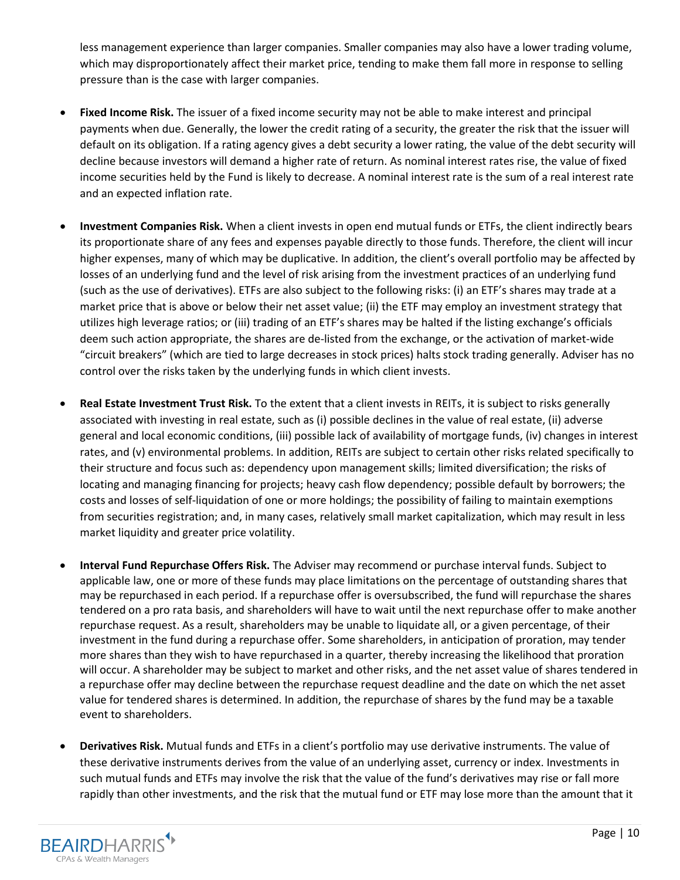less management experience than larger companies. Smaller companies may also have a lower trading volume, which may disproportionately affect their market price, tending to make them fall more in response to selling pressure than is the case with larger companies.

- **Fixed Income Risk.** The issuer of a fixed income security may not be able to make interest and principal payments when due. Generally, the lower the credit rating of a security, the greater the risk that the issuer will default on its obligation. If a rating agency gives a debt security a lower rating, the value of the debt security will decline because investors will demand a higher rate of return. As nominal interest rates rise, the value of fixed income securities held by the Fund is likely to decrease. A nominal interest rate is the sum of a real interest rate and an expected inflation rate.

- **Investment Companies Risk.** When a client invests in open end mutual funds or ETFs, the client indirectly bears its proportionate share of any fees and expenses payable directly to those funds. Therefore, the client will incur higher expenses, many of which may be duplicative. In addition, the client's overall portfolio may be affected by losses of an underlying fund and the level of risk arising from the investment practices of an underlying fund (such as the use of derivatives). ETFs are also subject to the following risks: (i) an ETF's shares may trade at a market price that is above or below their net asset value; (ii) the ETF may employ an investment strategy that utilizes high leverage ratios; or (iii) trading of an ETF's shares may be halted if the listing exchange's officials deem such action appropriate, the shares are de-listed from the exchange, or the activation of market-wide "circuit breakers" (which are tied to large decreases in stock prices) halts stock trading generally. Adviser has no control over the risks taken by the underlying funds in which client invests.

- **Real Estate Investment Trust Risk.** To the extent that a client invests in REITs, it is subject to risks generally associated with investing in real estate, such as (i) possible declines in the value of real estate, (ii) adverse general and local economic conditions, (iii) possible lack of availability of mortgage funds, (iv) changes in interest rates, and (v) environmental problems. In addition, REITs are subject to certain other risks related specifically to their structure and focus such as: dependency upon management skills; limited diversification; the risks of locating and managing financing for projects; heavy cash flow dependency; possible default by borrowers; the costs and losses of self-liquidation of one or more holdings; the possibility of failing to maintain exemptions from securities registration; and, in many cases, relatively small market capitalization, which may result in less market liquidity and greater price volatility.

- **Interval Fund Repurchase Offers Risk.** The Adviser may recommend or purchase interval funds. Subject to applicable law, one or more of these funds may place limitations on the percentage of outstanding shares that may be repurchased in each period. If a repurchase offer is oversubscribed, the fund will repurchase the shares tendered on a pro rata basis, and shareholders will have to wait until the next repurchase offer to make another repurchase request. As a result, shareholders may be unable to liquidate all, or a given percentage, of their investment in the fund during a repurchase offer. Some shareholders, in anticipation of proration, may tender more shares than they wish to have repurchased in a quarter, thereby increasing the likelihood that proration will occur. A shareholder may be subject to market and other risks, and the net asset value of shares tendered in a repurchase offer may decline between the repurchase request deadline and the date on which the net asset value for tendered shares is determined. In addition, the repurchase of shares by the fund may be a taxable event to shareholders.

- **Derivatives Risk.** Mutual funds and ETFs in a client's portfolio may use derivative instruments. The value of these derivative instruments derives from the value of an underlying asset, currency or index. Investments in such mutual funds and ETFs may involve the risk that the value of the fund's derivatives may rise or fall more rapidly than other investments, and the risk that the mutual fund or ETF may lose more than the amount that it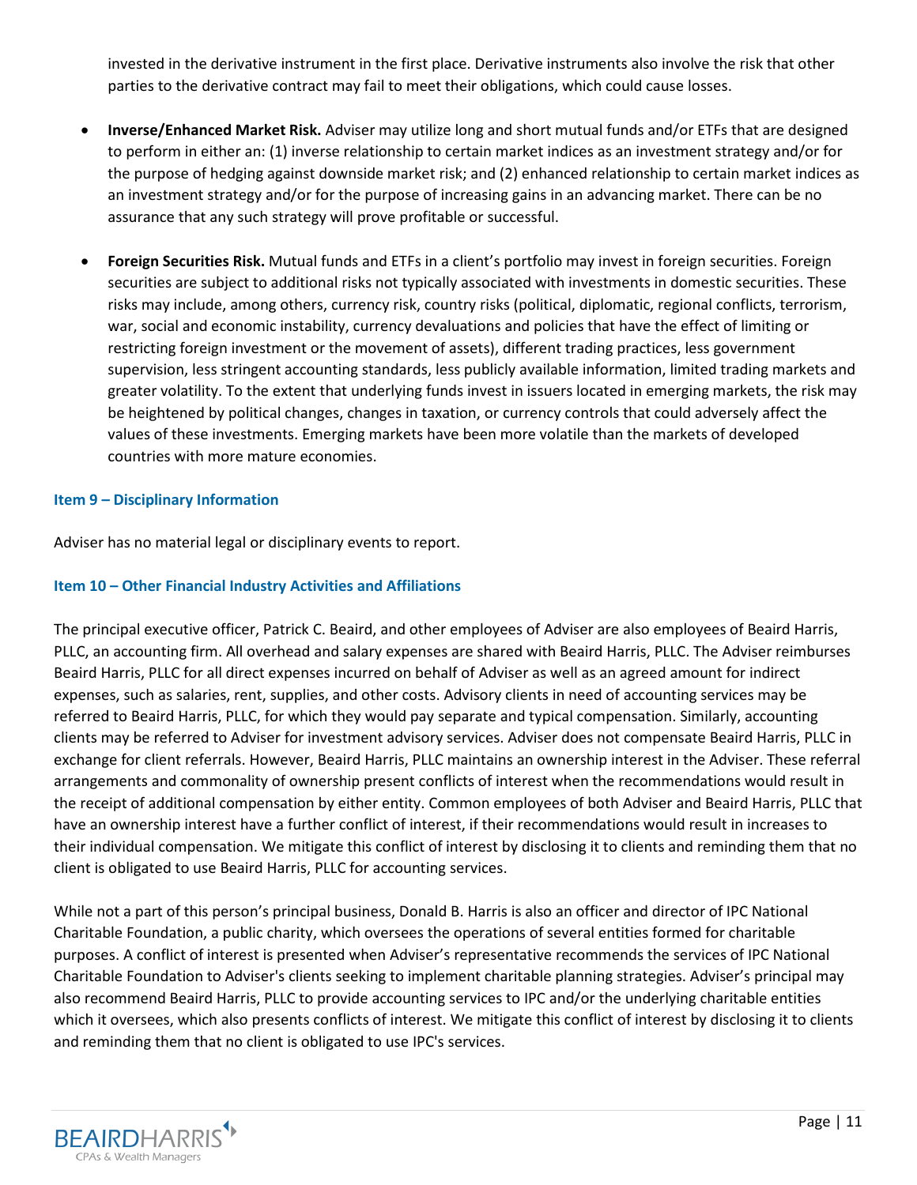invested in the derivative instrument in the first place. Derivative instruments also involve the risk that other parties to the derivative contract may fail to meet their obligations, which could cause losses.

- **Inverse/Enhanced Market Risk.** Adviser may utilize long and short mutual funds and/or ETFs that are designed to perform in either an: (1) inverse relationship to certain market indices as an investment strategy and/or for the purpose of hedging against downside market risk; and (2) enhanced relationship to certain market indices as an investment strategy and/or for the purpose of increasing gains in an advancing market. There can be no assurance that any such strategy will prove profitable or successful.

- **Foreign Securities Risk.** Mutual funds and ETFs in a client's portfolio may invest in foreign securities. Foreign securities are subject to additional risks not typically associated with investments in domestic securities. These risks may include, among others, currency risk, country risks (political, diplomatic, regional conflicts, terrorism, war, social and economic instability, currency devaluations and policies that have the effect of limiting or restricting foreign investment or the movement of assets), different trading practices, less government supervision, less stringent accounting standards, less publicly available information, limited trading markets and greater volatility. To the extent that underlying funds invest in issuers located in emerging markets, the risk may be heightened by political changes, changes in taxation, or currency controls that could adversely affect the values of these investments. Emerging markets have been more volatile than the markets of developed countries with more mature economies.

## Item 9 – Disciplinary Information

Adviser has no material legal or disciplinary events to report.

## Item 10 – Other Financial Industry Activities and Affiliations

The principal executive officer, Patrick C. Beaird, and other employees of Adviser are also employees of Beaird Harris, PLLC, an accounting firm. All overhead and salary expenses are shared with Beaird Harris, PLLC. The Adviser reimburses Beaird Harris, PLLC for all direct expenses incurred on behalf of Adviser as well as an agreed amount for indirect expenses, such as salaries, rent, supplies, and other costs. Advisory clients in need of accounting services may be referred to Beaird Harris, PLLC, for which they would pay separate and typical compensation. Similarly, accounting clients may be referred to Adviser for investment advisory services. Adviser does not compensate Beaird Harris, PLLC in exchange for client referrals. However, Beaird Harris, PLLC maintains an ownership interest in the Adviser. These referral arrangements and commonality of ownership present conflicts of interest when the recommendations would result in the receipt of additional compensation by either entity. Common employees of both Adviser and Beaird Harris, PLLC that have an ownership interest have a further conflict of interest, if their recommendations would result in increases to their individual compensation. We mitigate this conflict of interest by disclosing it to clients and reminding them that no client is obligated to use Beaird Harris, PLLC for accounting services.

While not a part of this person's principal business, Donald B. Harris is also an officer and director of IPC National Charitable Foundation, a public charity, which oversees the operations of several entities formed for charitable purposes. A conflict of interest is presented when Adviser's representative recommends the services of IPC National Charitable Foundation to Adviser's clients seeking to implement charitable planning strategies. Adviser's principal may also recommend Beaird Harris, PLLC to provide accounting services to IPC and/or the underlying charitable entities which it oversees, which also presents conflicts of interest. We mitigate this conflict of interest by disclosing it to clients and reminding them that no client is obligated to use IPC's services.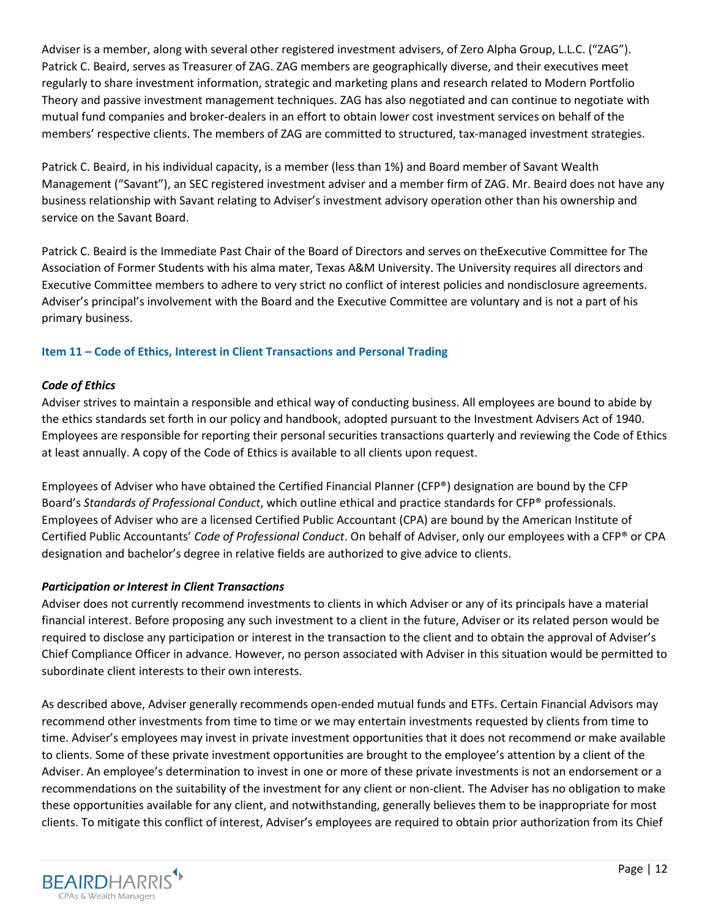Adviser is a member, along with several other registered investment advisers, of Zero Alpha Group, L.L.C. ("ZAG"). Patrick C. Beaird, serves as Treasurer of ZAG. ZAG members are geographically diverse, and their executives meet regularly to share investment information, strategic and marketing plans and research related to Modern Portfolio Theory and passive investment management techniques. ZAG has also negotiated and can continue to negotiate with mutual fund companies and broker-dealers in an effort to obtain lower cost investment services on behalf of the members' respective clients. The members of ZAG are committed to structured, tax-managed investment strategies.

Patrick C. Beaird, in his individual capacity, is a member (less than 1%) and Board member of Savant Wealth Management ("Savant"), an SEC registered investment adviser and a member firm of ZAG. Mr. Beaird does not have any business relationship with Savant relating to Adviser's investment advisory operation other than his ownership and service on the Savant Board.

Patrick C. Beaird is the Immediate Past Chair of the Board of Directors and serves on theExecutive Committee for The Association of Former Students with his alma mater, Texas A&M University. The University requires all directors and Executive Committee members to adhere to very strict no conflict of interest policies and nondisclosure agreements. Adviser's principal's involvement with the Board and the Executive Committee are voluntary and is not a part of his primary business.

## Item 11 – Code of Ethics, Interest in Client Transactions and Personal Trading

### *Code of Ethics*

Adviser strives to maintain a responsible and ethical way of conducting business. All employees are bound to abide by the ethics standards set forth in our policy and handbook, adopted pursuant to the Investment Advisers Act of 1940. Employees are responsible for reporting their personal securities transactions quarterly and reviewing the Code of Ethics at least annually. A copy of the Code of Ethics is available to all clients upon request.

Employees of Adviser who have obtained the Certified Financial Planner (CFP®) designation are bound by the CFP Board's *Standards of Professional Conduct*, which outline ethical and practice standards for CFP® professionals. Employees of Adviser who are a licensed Certified Public Accountant (CPA) are bound by the American Institute of Certified Public Accountants' *Code of Professional Conduct*. On behalf of Adviser, only our employees with a CFP® or CPA designation and bachelor's degree in relative fields are authorized to give advice to clients.

### *Participation or Interest in Client Transactions*

Adviser does not currently recommend investments to clients in which Adviser or any of its principals have a material financial interest. Before proposing any such investment to a client in the future, Adviser or its related person would be required to disclose any participation or interest in the transaction to the client and to obtain the approval of Adviser's Chief Compliance Officer in advance. However, no person associated with Adviser in this situation would be permitted to subordinate client interests to their own interests.

As described above, Adviser generally recommends open-ended mutual funds and ETFs. Certain Financial Advisors may recommend other investments from time to time or we may entertain investments requested by clients from time to time. Adviser's employees may invest in private investment opportunities that it does not recommend or make available to clients. Some of these private investment opportunities are brought to the employee's attention by a client of the Adviser. An employee's determination to invest in one or more of these private investments is not an endorsement or a recommendations on the suitability of the investment for any client or non-client. The Adviser has no obligation to make these opportunities available for any client, and notwithstanding, generally believes them to be inappropriate for most clients. To mitigate this conflict of interest, Adviser's employees are required to obtain prior authorization from its Chief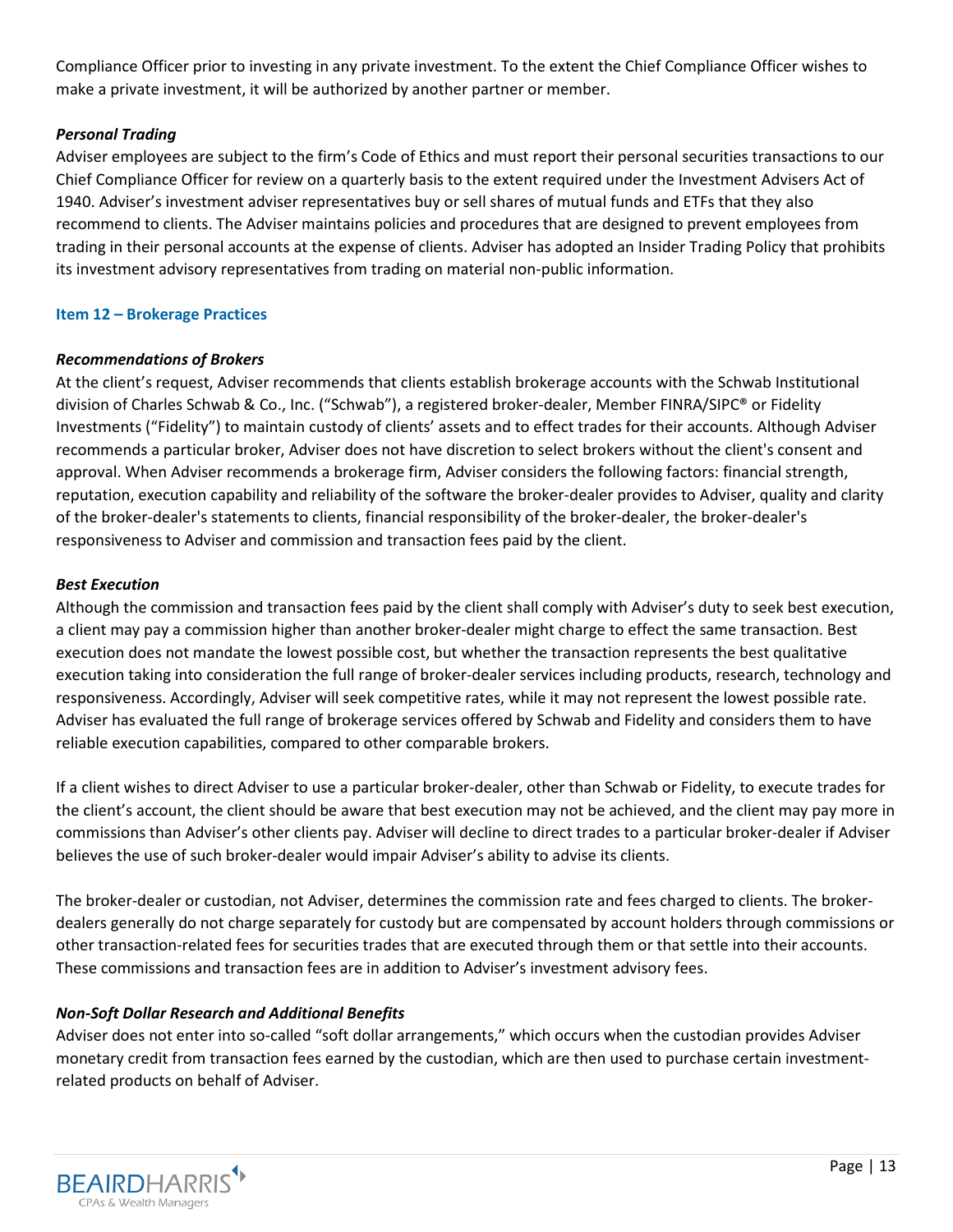Compliance Officer prior to investing in any private investment. To the extent the Chief Compliance Officer wishes to make a private investment, it will be authorized by another partner or member.

***Personal Trading***

Adviser employees are subject to the firm's Code of Ethics and must report their personal securities transactions to our Chief Compliance Officer for review on a quarterly basis to the extent required under the Investment Advisers Act of 1940. Adviser's investment adviser representatives buy or sell shares of mutual funds and ETFs that they also recommend to clients. The Adviser maintains policies and procedures that are designed to prevent employees from trading in their personal accounts at the expense of clients. Adviser has adopted an Insider Trading Policy that prohibits its investment advisory representatives from trading on material non-public information.

## Item 12 – Brokerage Practices

***Recommendations of Brokers***

At the client's request, Adviser recommends that clients establish brokerage accounts with the Schwab Institutional division of Charles Schwab & Co., Inc. ("Schwab"), a registered broker-dealer, Member FINRA/SIPC® or Fidelity Investments ("Fidelity") to maintain custody of clients' assets and to effect trades for their accounts. Although Adviser recommends a particular broker, Adviser does not have discretion to select brokers without the client's consent and approval. When Adviser recommends a brokerage firm, Adviser considers the following factors: financial strength, reputation, execution capability and reliability of the software the broker-dealer provides to Adviser, quality and clarity of the broker-dealer's statements to clients, financial responsibility of the broker-dealer, the broker-dealer's responsiveness to Adviser and commission and transaction fees paid by the client.

***Best Execution***

Although the commission and transaction fees paid by the client shall comply with Adviser's duty to seek best execution, a client may pay a commission higher than another broker-dealer might charge to effect the same transaction. Best execution does not mandate the lowest possible cost, but whether the transaction represents the best qualitative execution taking into consideration the full range of broker-dealer services including products, research, technology and responsiveness. Accordingly, Adviser will seek competitive rates, while it may not represent the lowest possible rate. Adviser has evaluated the full range of brokerage services offered by Schwab and Fidelity and considers them to have reliable execution capabilities, compared to other comparable brokers.

If a client wishes to direct Adviser to use a particular broker-dealer, other than Schwab or Fidelity, to execute trades for the client's account, the client should be aware that best execution may not be achieved, and the client may pay more in commissions than Adviser's other clients pay. Adviser will decline to direct trades to a particular broker-dealer if Adviser believes the use of such broker-dealer would impair Adviser's ability to advise its clients.

The broker-dealer or custodian, not Adviser, determines the commission rate and fees charged to clients. The broker-dealers generally do not charge separately for custody but are compensated by account holders through commissions or other transaction-related fees for securities trades that are executed through them or that settle into their accounts. These commissions and transaction fees are in addition to Adviser's investment advisory fees.

***Non-Soft Dollar Research and Additional Benefits***

Adviser does not enter into so-called "soft dollar arrangements," which occurs when the custodian provides Adviser monetary credit from transaction fees earned by the custodian, which are then used to purchase certain investment-related products on behalf of Adviser.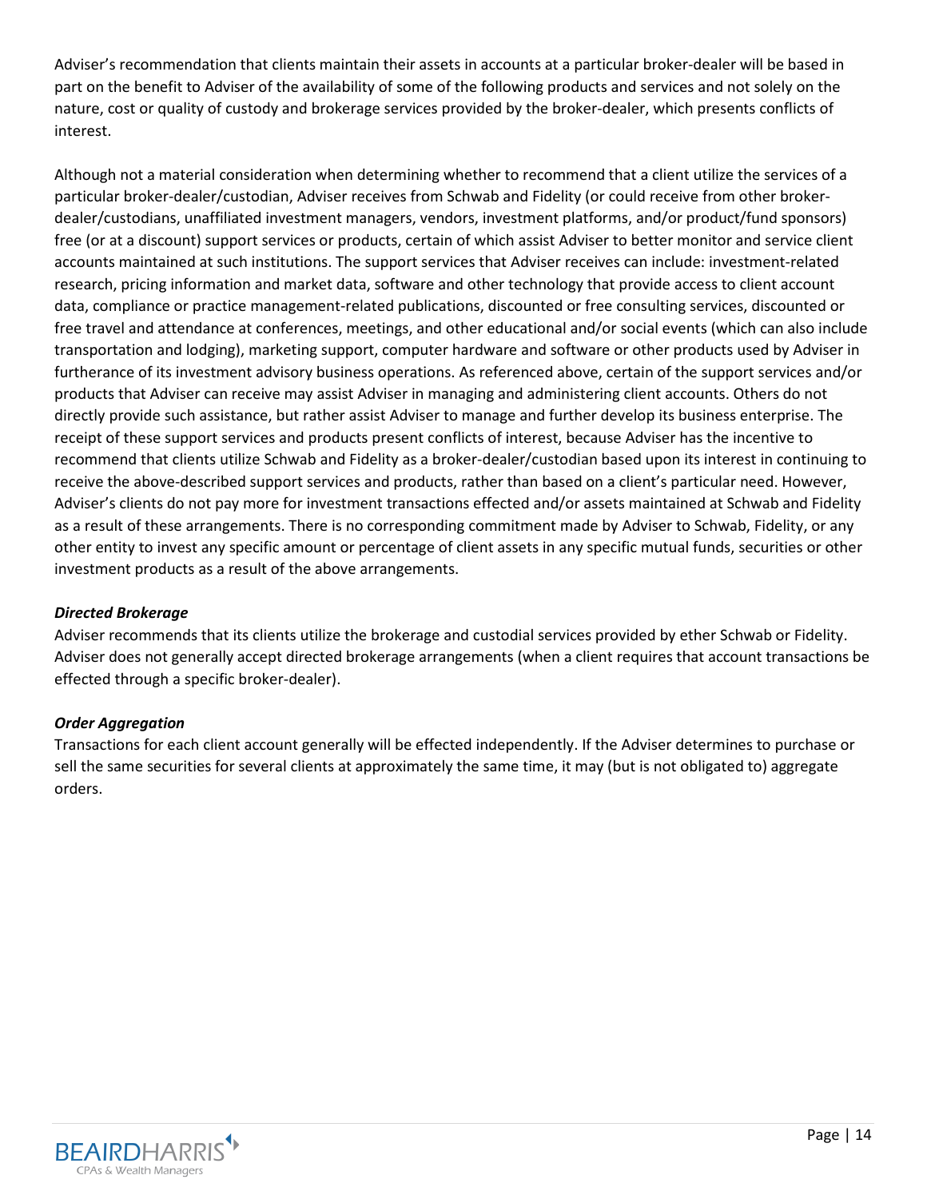Adviser's recommendation that clients maintain their assets in accounts at a particular broker-dealer will be based in part on the benefit to Adviser of the availability of some of the following products and services and not solely on the nature, cost or quality of custody and brokerage services provided by the broker-dealer, which presents conflicts of interest.

Although not a material consideration when determining whether to recommend that a client utilize the services of a particular broker-dealer/custodian, Adviser receives from Schwab and Fidelity (or could receive from other broker-dealer/custodians, unaffiliated investment managers, vendors, investment platforms, and/or product/fund sponsors) free (or at a discount) support services or products, certain of which assist Adviser to better monitor and service client accounts maintained at such institutions. The support services that Adviser receives can include: investment-related research, pricing information and market data, software and other technology that provide access to client account data, compliance or practice management-related publications, discounted or free consulting services, discounted or free travel and attendance at conferences, meetings, and other educational and/or social events (which can also include transportation and lodging), marketing support, computer hardware and software or other products used by Adviser in furtherance of its investment advisory business operations. As referenced above, certain of the support services and/or products that Adviser can receive may assist Adviser in managing and administering client accounts. Others do not directly provide such assistance, but rather assist Adviser to manage and further develop its business enterprise. The receipt of these support services and products present conflicts of interest, because Adviser has the incentive to recommend that clients utilize Schwab and Fidelity as a broker-dealer/custodian based upon its interest in continuing to receive the above-described support services and products, rather than based on a client's particular need. However, Adviser's clients do not pay more for investment transactions effected and/or assets maintained at Schwab and Fidelity as a result of these arrangements. There is no corresponding commitment made by Adviser to Schwab, Fidelity, or any other entity to invest any specific amount or percentage of client assets in any specific mutual funds, securities or other investment products as a result of the above arrangements.

***Directed Brokerage***

Adviser recommends that its clients utilize the brokerage and custodial services provided by ether Schwab or Fidelity. Adviser does not generally accept directed brokerage arrangements (when a client requires that account transactions be effected through a specific broker-dealer).

***Order Aggregation***

Transactions for each client account generally will be effected independently. If the Adviser determines to purchase or sell the same securities for several clients at approximately the same time, it may (but is not obligated to) aggregate orders.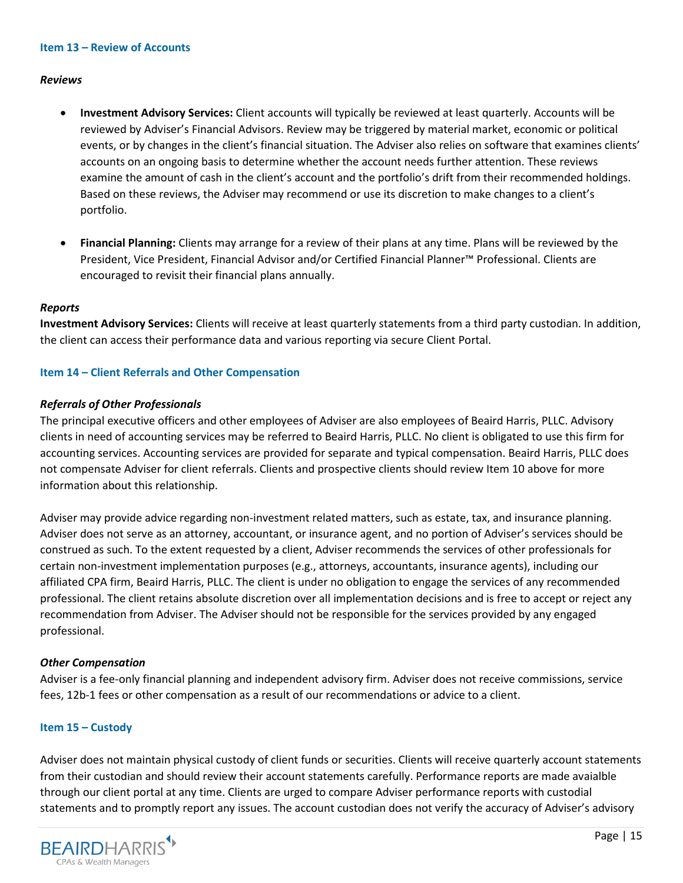## Item 13 – Review of Accounts

### *Reviews*

- **Investment Advisory Services:** Client accounts will typically be reviewed at least quarterly. Accounts will be reviewed by Adviser's Financial Advisors. Review may be triggered by material market, economic or political events, or by changes in the client's financial situation. The Adviser also relies on software that examines clients' accounts on an ongoing basis to determine whether the account needs further attention. These reviews examine the amount of cash in the client's account and the portfolio's drift from their recommended holdings. Based on these reviews, the Adviser may recommend or use its discretion to make changes to a client's portfolio.

- **Financial Planning:** Clients may arrange for a review of their plans at any time. Plans will be reviewed by the President, Vice President, Financial Advisor and/or Certified Financial Planner™ Professional. Clients are encouraged to revisit their financial plans annually.

### *Reports*

**Investment Advisory Services:** Clients will receive at least quarterly statements from a third party custodian. In addition, the client can access their performance data and various reporting via secure Client Portal.

## Item 14 – Client Referrals and Other Compensation

### *Referrals of Other Professionals*

The principal executive officers and other employees of Adviser are also employees of Beaird Harris, PLLC. Advisory clients in need of accounting services may be referred to Beaird Harris, PLLC. No client is obligated to use this firm for accounting services. Accounting services are provided for separate and typical compensation. Beaird Harris, PLLC does not compensate Adviser for client referrals. Clients and prospective clients should review Item 10 above for more information about this relationship.

Adviser may provide advice regarding non-investment related matters, such as estate, tax, and insurance planning. Adviser does not serve as an attorney, accountant, or insurance agent, and no portion of Adviser's services should be construed as such. To the extent requested by a client, Adviser recommends the services of other professionals for certain non-investment implementation purposes (e.g., attorneys, accountants, insurance agents), including our affiliated CPA firm, Beaird Harris, PLLC. The client is under no obligation to engage the services of any recommended professional. The client retains absolute discretion over all implementation decisions and is free to accept or reject any recommendation from Adviser. The Adviser should not be responsible for the services provided by any engaged professional.

### *Other Compensation*

Adviser is a fee-only financial planning and independent advisory firm. Adviser does not receive commissions, service fees, 12b-1 fees or other compensation as a result of our recommendations or advice to a client.

## Item 15 – Custody

Adviser does not maintain physical custody of client funds or securities. Clients will receive quarterly account statements from their custodian and should review their account statements carefully. Performance reports are made avaialble through our client portal at any time. Clients are urged to compare Adviser performance reports with custodial statements and to promptly report any issues. The account custodian does not verify the accuracy of Adviser's advisory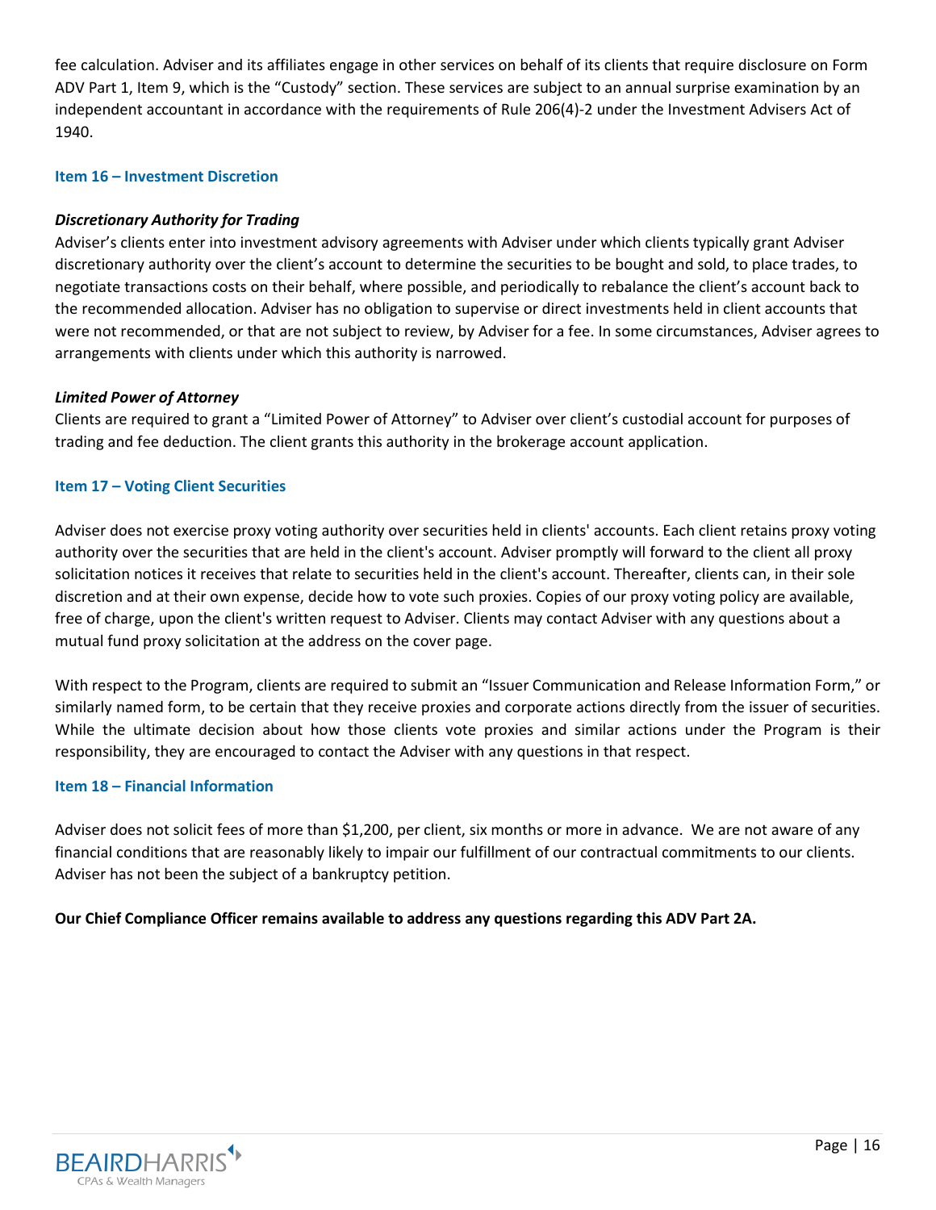fee calculation. Adviser and its affiliates engage in other services on behalf of its clients that require disclosure on Form ADV Part 1, Item 9, which is the "Custody" section. These services are subject to an annual surprise examination by an independent accountant in accordance with the requirements of Rule 206(4)-2 under the Investment Advisers Act of 1940.

## Item 16 – Investment Discretion

***Discretionary Authority for Trading***

Adviser's clients enter into investment advisory agreements with Adviser under which clients typically grant Adviser discretionary authority over the client's account to determine the securities to be bought and sold, to place trades, to negotiate transactions costs on their behalf, where possible, and periodically to rebalance the client's account back to the recommended allocation. Adviser has no obligation to supervise or direct investments held in client accounts that were not recommended, or that are not subject to review, by Adviser for a fee. In some circumstances, Adviser agrees to arrangements with clients under which this authority is narrowed.

***Limited Power of Attorney***

Clients are required to grant a "Limited Power of Attorney" to Adviser over client's custodial account for purposes of trading and fee deduction. The client grants this authority in the brokerage account application.

## Item 17 – Voting Client Securities

Adviser does not exercise proxy voting authority over securities held in clients' accounts. Each client retains proxy voting authority over the securities that are held in the client's account. Adviser promptly will forward to the client all proxy solicitation notices it receives that relate to securities held in the client's account. Thereafter, clients can, in their sole discretion and at their own expense, decide how to vote such proxies. Copies of our proxy voting policy are available, free of charge, upon the client's written request to Adviser. Clients may contact Adviser with any questions about a mutual fund proxy solicitation at the address on the cover page.

With respect to the Program, clients are required to submit an "Issuer Communication and Release Information Form," or similarly named form, to be certain that they receive proxies and corporate actions directly from the issuer of securities. While the ultimate decision about how those clients vote proxies and similar actions under the Program is their responsibility, they are encouraged to contact the Adviser with any questions in that respect.

## Item 18 – Financial Information

Adviser does not solicit fees of more than $1,200, per client, six months or more in advance. We are not aware of any financial conditions that are reasonably likely to impair our fulfillment of our contractual commitments to our clients. Adviser has not been the subject of a bankruptcy petition.

**Our Chief Compliance Officer remains available to address any questions regarding this ADV Part 2A.**